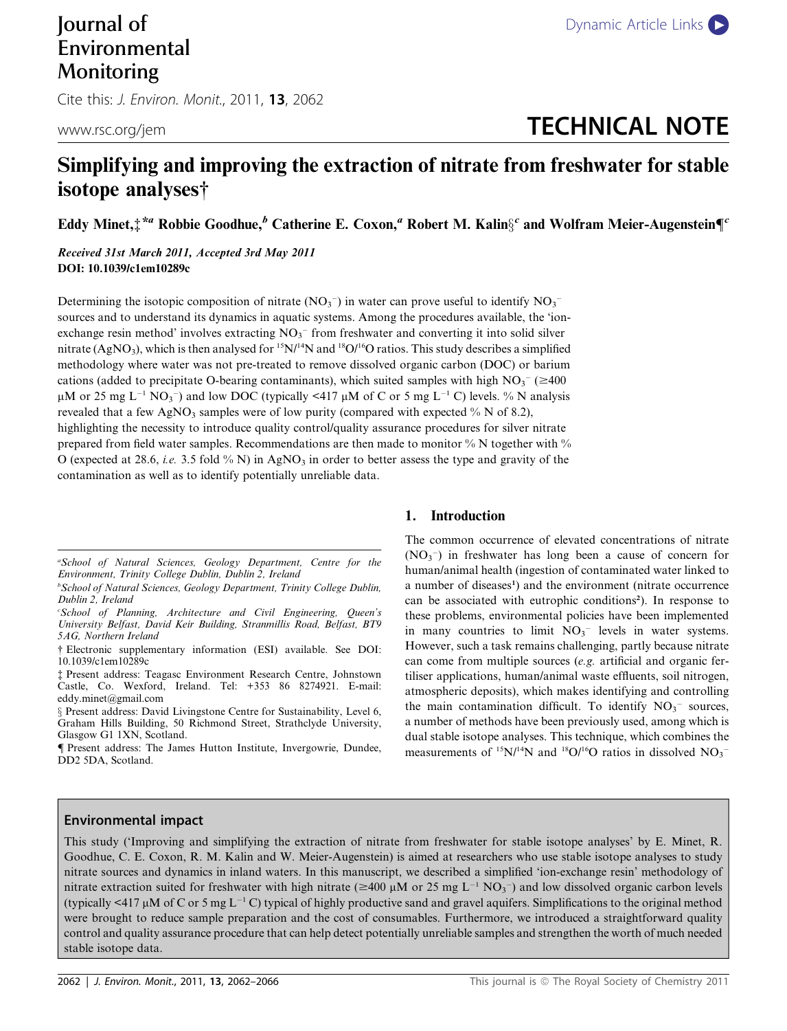# Simplifying and improving the extraction of nitrate from freshwater for stable isotope analyses†

Eddy Minet,‡*[a] Robbie Goodhue,[b] Catherine E. Coxon,[a] Robert M. Kalin§[c] and Wolfram Meier-Augenstein¶[c]

*Received 31st March 2011, Accepted 3rd May 2011*
**DOI: 10.1039/c1em10289c**

Determining the isotopic composition of nitrate ($NO_3^-$) in water can prove useful to identify $NO_3^-$ sources and to understand its dynamics in aquatic systems. Among the procedures available, the 'ion-exchange resin method' involves extracting $NO_3^-$ from freshwater and converting it into solid silver nitrate ($AgNO_3$), which is then analysed for $^{15}N/^{14}N$ and $^{18}O/^{16}O$ ratios. This study describes a simplified methodology where water was not pre-treated to remove dissolved organic carbon (DOC) or barium cations (added to precipitate O-bearing contaminants), which suited samples with high $NO_3^-$ ($\geq$400 μM or 25 mg $L^{-1}$ $NO_3^-$) and low DOC (typically <417 μM of C or 5 mg $L^{-1}$ C) levels. % N analysis revealed that a few $AgNO_3$ samples were of low purity (compared with expected % N of 8.2), highlighting the necessity to introduce quality control/quality assurance procedures for silver nitrate prepared from field water samples. Recommendations are then made to monitor % N together with % O (expected at 28.6, *i.e.* 3.5 fold % N) in $AgNO_3$ in order to better assess the type and gravity of the contamination as well as to identify potentially unreliable data.

[a] *School of Natural Sciences, Geology Department, Centre for the Environment, Trinity College Dublin, Dublin 2, Ireland*

[b] *School of Natural Sciences, Geology Department, Trinity College Dublin, Dublin 2, Ireland*

[c] *School of Planning, Architecture and Civil Engineering, Queen's University Belfast, David Keir Building, Stranmillis Road, Belfast, BT9 5AG, Northern Ireland*

† Electronic supplementary information (ESI) available. See DOI: 10.1039/c1em10289c

‡ Present address: Teagasc Environment Research Centre, Johnstown Castle, Co. Wexford, Ireland. Tel: +353 86 8274921. E-mail: eddy.minet@gmail.com

§ Present address: David Livingstone Centre for Sustainability, Level 6, Graham Hills Building, 50 Richmond Street, Strathclyde University, Glasgow G1 1XN, Scotland.

¶ Present address: The James Hutton Institute, Invergowrie, Dundee, DD2 5DA, Scotland.

## 1. Introduction

The common occurrence of elevated concentrations of nitrate ($NO_3^-$) in freshwater has long been a cause of concern for human/animal health (ingestion of contaminated water linked to a number of diseases[1]) and the environment (nitrate occurrence can be associated with eutrophic conditions[2]). In response to these problems, environmental policies have been implemented in many countries to limit $NO_3^-$ levels in water systems. However, such a task remains challenging, partly because nitrate can come from multiple sources (*e.g.* artificial and organic fertiliser applications, human/animal waste effluents, soil nitrogen, atmospheric deposits), which makes identifying and controlling the main contamination difficult. To identify $NO_3^-$ sources, a number of methods have been previously used, among which is dual stable isotope analyses. This technique, which combines the measurements of $^{15}N/^{14}N$ and $^{18}O/^{16}O$ ratios in dissolved $NO_3^-$

### Environmental impact

This study ('Improving and simplifying the extraction of nitrate from freshwater for stable isotope analyses' by E. Minet, R. Goodhue, C. E. Coxon, R. M. Kalin and W. Meier-Augenstein) is aimed at researchers who use stable isotope analyses to study nitrate sources and dynamics in inland waters. In this manuscript, we described a simplified 'ion-exchange resin' methodology of nitrate extraction suited for freshwater with high nitrate ($\geq$400 μM or 25 mg $L^{-1}$ $NO_3^-$) and low dissolved organic carbon levels (typically <417 μM of C or 5 mg $L^{-1}$ C) typical of highly productive sand and gravel aquifers. Simplifications to the original method were brought to reduce sample preparation and the cost of consumables. Furthermore, we introduced a straightforward quality control and quality assurance procedure that can help detect potentially unreliable samples and strengthen the worth of much needed stable isotope data.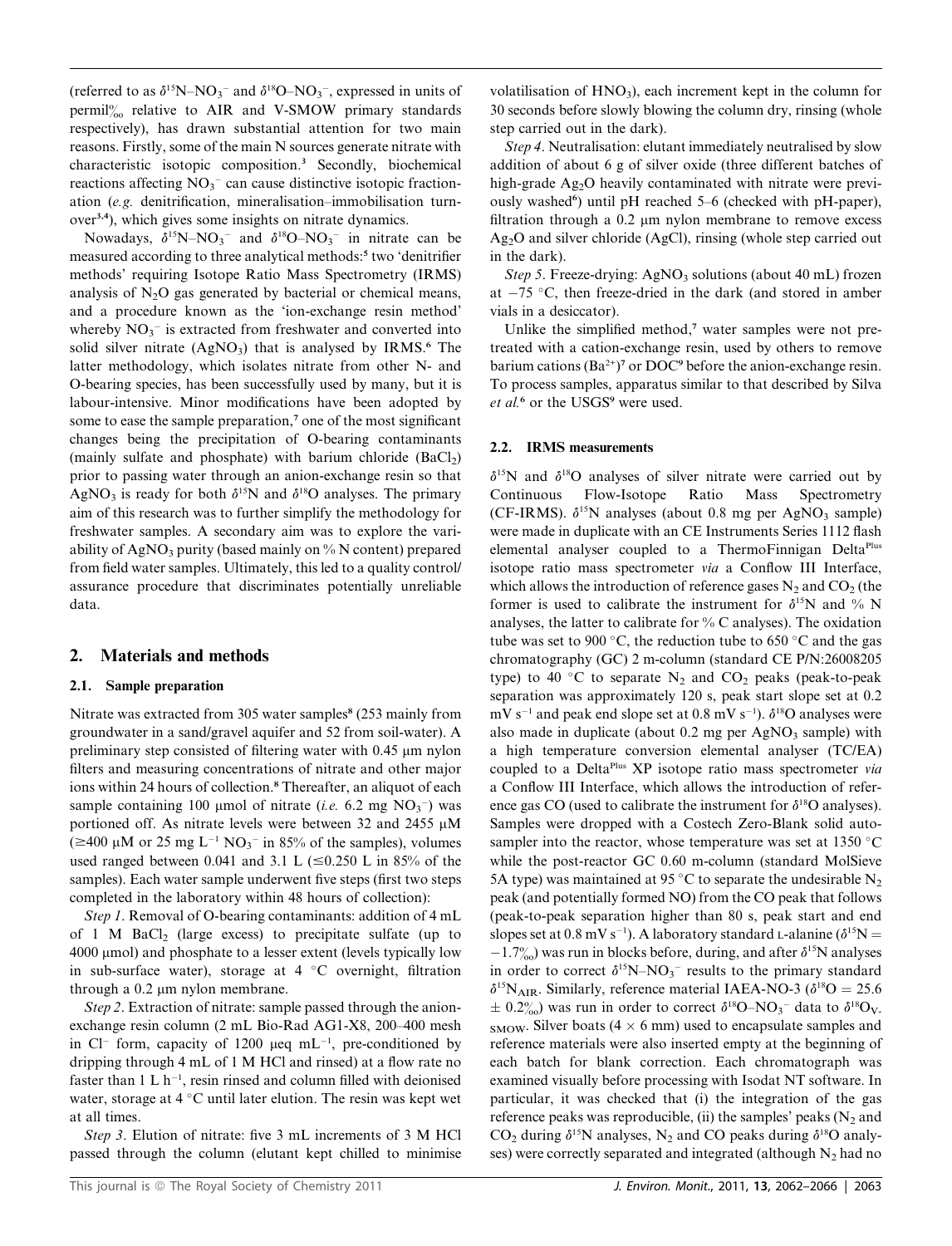(referred to as $\delta^{15}N$–$NO_3^-$ and $\delta^{18}O$–$NO_3^-$, expressed in units of permil‰ relative to AIR and V-SMOW primary standards respectively), has drawn substantial attention for two main reasons. Firstly, some of the main N sources generate nitrate with characteristic isotopic composition.[3] Secondly, biochemical reactions affecting $NO_3^-$ can cause distinctive isotopic fractionation (*e.g.* denitrification, mineralisation–immobilisation turnover[3,4]), which gives some insights on nitrate dynamics.

Nowadays, $\delta^{15}N$–$NO_3^-$ and $\delta^{18}O$–$NO_3^-$ in nitrate can be measured according to three analytical methods:[5] two 'denitrifier methods' requiring Isotope Ratio Mass Spectrometry (IRMS) analysis of $N_2O$ gas generated by bacterial or chemical means, and a procedure known as the 'ion-exchange resin method' whereby $NO_3^-$ is extracted from freshwater and converted into solid silver nitrate ($AgNO_3$) that is analysed by IRMS.[6] The latter methodology, which isolates nitrate from other N- and O-bearing species, has been successfully used by many, but it is labour-intensive. Minor modifications have been adopted by some to ease the sample preparation,[7] one of the most significant changes being the precipitation of O-bearing contaminants (mainly sulfate and phosphate) with barium chloride ($BaCl_2$) prior to passing water through an anion-exchange resin so that $AgNO_3$ is ready for both $\delta^{15}N$ and $\delta^{18}O$ analyses. The primary aim of this research was to further simplify the methodology for freshwater samples. A secondary aim was to explore the variability of $AgNO_3$ purity (based mainly on % N content) prepared from field water samples. Ultimately, this led to a quality control/assurance procedure that discriminates potentially unreliable data.

## 2. Materials and methods

### 2.1. Sample preparation

Nitrate was extracted from 305 water samples[8] (253 mainly from groundwater in a sand/gravel aquifer and 52 from soil-water). A preliminary step consisted of filtering water with 0.45 μm nylon filters and measuring concentrations of nitrate and other major ions within 24 hours of collection.[8] Thereafter, an aliquot of each sample containing 100 μmol of nitrate (*i.e.* 6.2 mg $NO_3^-$) was portioned off. As nitrate levels were between 32 and 2455 μM (≥400 μM or 25 mg $L^{-1}$ $NO_3^-$ in 85% of the samples), volumes used ranged between 0.041 and 3.1 L (≤0.250 L in 85% of the samples). Each water sample underwent five steps (first two steps completed in the laboratory within 48 hours of collection):

*Step 1*. Removal of O-bearing contaminants: addition of 4 mL of 1 M $BaCl_2$ (large excess) to precipitate sulfate (up to 4000 μmol) and phosphate to a lesser extent (levels typically low in sub-surface water), storage at 4 °C overnight, filtration through a 0.2 μm nylon membrane.

*Step 2*. Extraction of nitrate: sample passed through the anion-exchange resin column (2 mL Bio-Rad AG1-X8, 200–400 mesh in $Cl^-$ form, capacity of 1200 μeq $mL^{-1}$, pre-conditioned by dripping through 4 mL of 1 M HCl and rinsed) at a flow rate no faster than 1 L $h^{-1}$, resin rinsed and column filled with deionised water, storage at 4 °C until later elution. The resin was kept wet at all times.

*Step 3*. Elution of nitrate: five 3 mL increments of 3 M HCl passed through the column (elutant kept chilled to minimise volatilisation of $HNO_3$), each increment kept in the column for 30 seconds before slowly blowing the column dry, rinsing (whole step carried out in the dark).

*Step 4*. Neutralisation: elutant immediately neutralised by slow addition of about 6 g of silver oxide (three different batches of high-grade $Ag_2O$ heavily contaminated with nitrate were previously washed[6]) until pH reached 5–6 (checked with pH-paper), filtration through a 0.2 μm nylon membrane to remove excess $Ag_2O$ and silver chloride (AgCl), rinsing (whole step carried out in the dark).

*Step 5*. Freeze-drying: $AgNO_3$ solutions (about 40 mL) frozen at −75 °C, then freeze-dried in the dark (and stored in amber vials in a desiccator).

Unlike the simplified method,[7] water samples were not pre-treated with a cation-exchange resin, used by others to remove barium cations ($Ba^{2+}$)[7] or DOC[9] before the anion-exchange resin. To process samples, apparatus similar to that described by Silva *et al.*[6] or the USGS[9] were used.

### 2.2. IRMS measurements

$\delta^{15}N$ and $\delta^{18}O$ analyses of silver nitrate were carried out by Continuous Flow-Isotope Ratio Mass Spectrometry (CF-IRMS). $\delta^{15}N$ analyses (about 0.8 mg per $AgNO_3$ sample) were made in duplicate with an CE Instruments Series 1112 flash elemental analyser coupled to a ThermoFinnigan Delta[Plus] isotope ratio mass spectrometer *via* a Conflow III Interface, which allows the introduction of reference gases $N_2$ and $CO_2$ (the former is used to calibrate the instrument for $\delta^{15}N$ and % N analyses, the latter to calibrate for % C analyses). The oxidation tube was set to 900 °C, the reduction tube to 650 °C and the gas chromatography (GC) 2 m-column (standard CE P/N:26008205 type) to 40 °C to separate $N_2$ and $CO_2$ peaks (peak-to-peak separation was approximately 120 s, peak start slope set at 0.2 mV $s^{-1}$ and peak end slope set at 0.8 mV $s^{-1}$). $\delta^{18}O$ analyses were also made in duplicate (about 0.2 mg per $AgNO_3$ sample) with a high temperature conversion elemental analyser (TC/EA) coupled to a Delta[Plus] XP isotope ratio mass spectrometer *via* a Conflow III Interface, which allows the introduction of reference gas CO (used to calibrate the instrument for $\delta^{18}O$ analyses). Samples were dropped with a Costech Zero-Blank solid autosampler into the reactor, whose temperature was set at 1350 °C while the post-reactor GC 0.60 m-column (standard MolSieve 5A type) was maintained at 95 °C to separate the undesirable $N_2$ peak (and potentially formed NO) from the CO peak that follows (peak-to-peak separation higher than 80 s, peak start and end slopes set at 0.8 mV $s^{-1}$). A laboratory standard L-alanine ($\delta^{15}N$ = −1.7‰) was run in blocks before, during, and after $\delta^{15}N$ analyses in order to correct $\delta^{15}N$–$NO_3^-$ results to the primary standard $\delta^{15}N_{AIR}$. Similarly, reference material IAEA-NO-3 ($\delta^{18}O$ = 25.6 ± 0.2‰) was run in order to correct $\delta^{18}O$–$NO_3^-$ data to $\delta^{18}O_{V\text{-}SMOW}$. Silver boats (4 × 6 mm) used to encapsulate samples and reference materials were also inserted empty at the beginning of each batch for blank correction. Each chromatograph was examined visually before processing with Isodat NT software. In particular, it was checked that (i) the integration of the gas reference peaks was reproducible, (ii) the samples' peaks ($N_2$ and $CO_2$ during $\delta^{15}N$ analyses, $N_2$ and CO peaks during $\delta^{18}O$ analyses) were correctly separated and integrated (although $N_2$ had no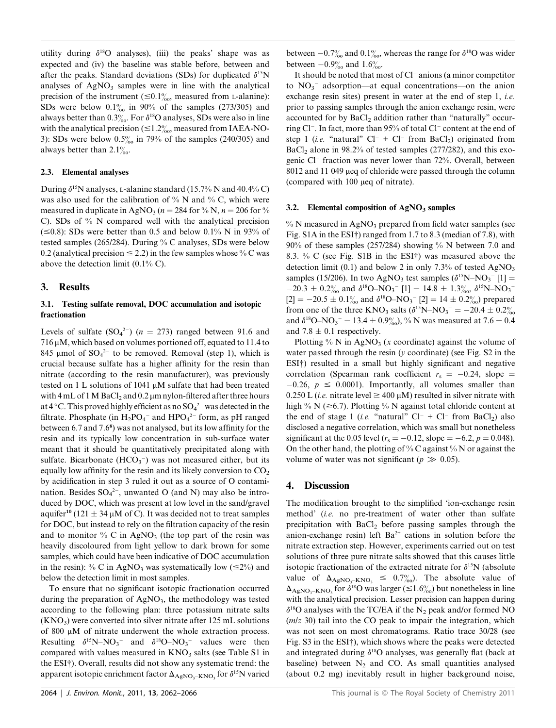utility during $\delta^{18}O$ analyses), (iii) the peaks' shape was as expected and (iv) the baseline was stable before, between and after the peaks. Standard deviations (SDs) for duplicated $\delta^{15}N$ analyses of $AgNO_3$ samples were in line with the analytical precision of the instrument ($\leq 0.1‰$, measured from L-alanine): SDs were below 0.1‰ in 90% of the samples (273/305) and always better than 0.3‰. For $\delta^{18}O$ analyses, SDs were also in line with the analytical precision ($\leq 1.2‰$, measured from IAEA-NO-3): SDs were below 0.5‰ in 79% of the samples (240/305) and always better than 2.1‰.

### 2.3. Elemental analyses

During $\delta^{15}N$ analyses, L-alanine standard (15.7% N and 40.4% C) was also used for the calibration of % N and % C, which were measured in duplicate in $AgNO_3$ ($n = 284$ for % N, $n = 206$ for % C). SDs of % N compared well with the analytical precision ($\leq 0.8$): SDs were better than 0.5 and below 0.1% N in 93% of tested samples (265/284). During % C analyses, SDs were below 0.2 (analytical precision $\leq 2.2$) in the few samples whose % C was above the detection limit (0.1% C).

## 3. Results

### 3.1. Testing sulfate removal, DOC accumulation and isotopic fractionation

Levels of sulfate ($SO_4^{2-}$) ($n = 273$) ranged between 91.6 and 716 μM, which based on volumes portioned off, equated to 11.4 to 845 μmol of $SO_4^{2-}$ to be removed. Removal (step 1), which is crucial because sulfate has a higher affinity for the resin than nitrate (according to the resin manufacturer), was previously tested on 1 L solutions of 1041 μM sulfate that had been treated with 4 mL of 1 M $BaCl_2$ and 0.2 μm nylon-filtered after three hours at 4 °C. This proved highly efficient as no $SO_4^{2-}$ was detected in the filtrate. Phosphate (in $H_2PO_4^-$ and $HPO_4^{2-}$ form, as pH ranged between 6.7 and 7.6[8]) was not analysed, but its low affinity for the resin and its typically low concentration in sub-surface water meant that it should be quantitatively precipitated along with sulfate. Bicarbonate ($HCO_3^-$) was not measured either, but its equally low affinity for the resin and its likely conversion to $CO_2$ by acidification in step 3 ruled it out as a source of O contamination. Besides $SO_4^{2-}$, unwanted O (and N) may also be introduced by DOC, which was present at low level in the sand/gravel aquifer[10] (121 ± 34 μM of C). It was decided not to treat samples for DOC, but instead to rely on the filtration capacity of the resin and to monitor % C in $AgNO_3$ (the top part of the resin was heavily discoloured from light yellow to dark brown for some samples, which could have been indicative of DOC accumulation in the resin): % C in $AgNO_3$ was systematically low ($\leq 2\%$) and below the detection limit in most samples.

To ensure that no significant isotopic fractionation occurred during the preparation of $AgNO_3$, the methodology was tested according to the following plan: three potassium nitrate salts ($KNO_3$) were converted into silver nitrate after 125 mL solutions of 800 μM of nitrate underwent the whole extraction process. Resulting $\delta^{15}N$–$NO_3^-$ and $\delta^{18}O$–$NO_3^-$ values were then compared with values measured in $KNO_3$ salts (see Table S1 in the ESI†). Overall, results did not show any systematic trend: the apparent isotopic enrichment factor $\Delta_{AgNO_3-KNO_3}$ for $\delta^{15}N$ varied between −0.7‰ and 0.1‰, whereas the range for $\delta^{18}O$ was wider between −0.9‰ and 1.6‰.

It should be noted that most of $Cl^-$ anions (a minor competitor to $NO_3^-$ adsorption—at equal concentrations—on the anion exchange resin sites) present in water at the end of step 1, *i.e.* prior to passing samples through the anion exchange resin, were accounted for by $BaCl_2$ addition rather than "naturally" occurring $Cl^-$. In fact, more than 95% of total $Cl^-$ content at the end of step 1 (*i.e.* "natural" $Cl^-$ + $Cl^-$ from $BaCl_2$) originated from $BaCl_2$ alone in 98.2% of tested samples (277/282), and this exogenic $Cl^-$ fraction was never lower than 72%. Overall, between 8012 and 11 049 μeq of chloride were passed through the column (compared with 100 μeq of nitrate).

### 3.2. Elemental composition of $AgNO_3$ samples

% N measured in $AgNO_3$ prepared from field water samples (see Fig. S1A in the ESI†) ranged from 1.7 to 8.3 (median of 7.8), with 90% of these samples (257/284) showing % N between 7.0 and 8.3. % C (see Fig. S1B in the ESI†) was measured above the detection limit (0.1) and below 2 in only 7.3% of tested $AgNO_3$ samples (15/206). In two $AgNO_3$ test samples ($\delta^{15}N$–$NO_3^-$ [1] = −20.3 ± 0.2‰ and $\delta^{18}O$–$NO_3^-$ [1] = 14.8 ± 1.3‰, $\delta^{15}N$–$NO_3^-$ [2] = −20.5 ± 0.1‰ and $\delta^{18}O$–$NO_3^-$ [2] = 14 ± 0.2‰) prepared from one of the three $KNO_3$ salts ($\delta^{15}N$–$NO_3^-$ = −20.4 ± 0.2‰ and $\delta^{18}O$–$NO_3^-$ = 13.4 ± 0.9‰), % N was measured at 7.6 ± 0.4 and 7.8 ± 0.1 respectively.

Plotting % N in $AgNO_3$ ($x$ coordinate) against the volume of water passed through the resin ($y$ coordinate) (see Fig. S2 in the ESI†) resulted in a small but highly significant and negative correlation (Spearman rank coefficient $r_s = -0.24$, slope = −0.26, $p \leq 0.0001$). Importantly, all volumes smaller than 0.250 L (*i.e.* nitrate level ≥ 400 μM) resulted in silver nitrate with high % N (≥6.7). Plotting % N against total chloride content at the end of stage 1 (*i.e.* "natural" $Cl^-$ + $Cl^-$ from $BaCl_2$) also disclosed a negative correlation, which was small but nonetheless significant at the 0.05 level ($r_s = -0.12$, slope = −6.2, $p = 0.048$). On the other hand, the plotting of % C against % N or against the volume of water was not significant ($p \gg 0.05$).

## 4. Discussion

The modification brought to the simplified 'ion-exchange resin method' (*i.e.* no pre-treatment of water other than sulfate precipitation with $BaCl_2$ before passing samples through the anion-exchange resin) left $Ba^{2+}$ cations in solution before the nitrate extraction step. However, experiments carried out on test solutions of three pure nitrate salts showed that this causes little isotopic fractionation of the extracted nitrate for $\delta^{15}N$ (absolute value of $\Delta_{AgNO_3-KNO_3} \leq 0.7‰$). The absolute value of $\Delta_{AgNO_3-KNO_3}$ for $\delta^{18}O$ was larger ($\leq 1.6‰$) but nonetheless in line with the analytical precision. Lesser precision can happen during $\delta^{18}O$ analyses with the TC/EA if the $N_2$ peak and/or formed NO ($m/z$ 30) tail into the CO peak to impair the integration, which was not seen on most chromatograms. Ratio trace 30/28 (see Fig. S3 in the ESI†), which shows where the peaks were detected and integrated during $\delta^{18}O$ analyses, was generally flat (back at baseline) between $N_2$ and CO. As small quantities analysed (about 0.2 mg) inevitably result in higher background noise,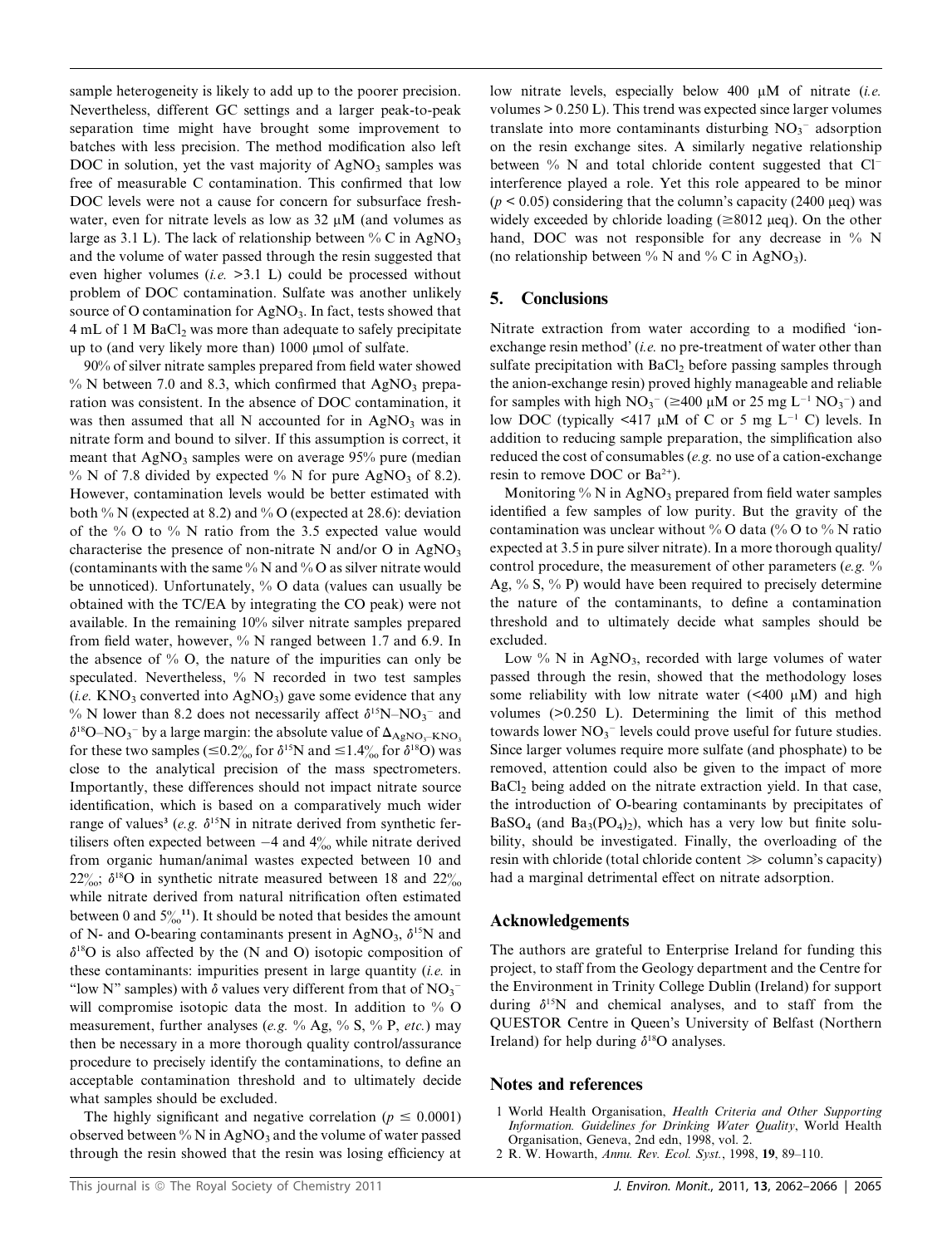sample heterogeneity is likely to add up to the poorer precision. Nevertheless, different GC settings and a larger peak-to-peak separation time might have brought some improvement to batches with less precision. The method modification also left DOC in solution, yet the vast majority of $AgNO_3$ samples was free of measurable C contamination. This confirmed that low DOC levels were not a cause for concern for subsurface freshwater, even for nitrate levels as low as 32 μM (and volumes as large as 3.1 L). The lack of relationship between % C in $AgNO_3$ and the volume of water passed through the resin suggested that even higher volumes (*i.e.* >3.1 L) could be processed without problem of DOC contamination. Sulfate was another unlikely source of O contamination for $AgNO_3$. In fact, tests showed that 4 mL of 1 M $BaCl_2$ was more than adequate to safely precipitate up to (and very likely more than) 1000 μmol of sulfate.

90% of silver nitrate samples prepared from field water showed % N between 7.0 and 8.3, which confirmed that $AgNO_3$ preparation was consistent. In the absence of DOC contamination, it was then assumed that all N accounted for in $AgNO_3$ was in nitrate form and bound to silver. If this assumption is correct, it meant that $AgNO_3$ samples were on average 95% pure (median % N of 7.8 divided by expected % N for pure $AgNO_3$ of 8.2). However, contamination levels would be better estimated with both % N (expected at 8.2) and % O (expected at 28.6): deviation of the % O to % N ratio from the 3.5 expected value would characterise the presence of non-nitrate N and/or O in $AgNO_3$ (contaminants with the same % N and % O as silver nitrate would be unnoticed). Unfortunately, % O data (values can usually be obtained with the TC/EA by integrating the CO peak) were not available. In the remaining 10% silver nitrate samples prepared from field water, however, % N ranged between 1.7 and 6.9. In the absence of % O, the nature of the impurities can only be speculated. Nevertheless, % N recorded in two test samples (*i.e.* $KNO_3$ converted into $AgNO_3$) gave some evidence that any % N lower than 8.2 does not necessarily affect $\delta^{15}N–NO_3^-$ and $\delta^{18}O–NO_3^-$ by a large margin: the absolute value of $\Delta_{AgNO_3–KNO_3}$ for these two samples (≤0.2‰ for $\delta^{15}N$ and ≤1.4‰ for $\delta^{18}O$) was close to the analytical precision of the mass spectrometers. Importantly, these differences should not impact nitrate source identification, which is based on a comparatively much wider range of values[3] (*e.g.* $\delta^{15}N$ in nitrate derived from synthetic fertilisers often expected between −4 and 4‰ while nitrate derived from organic human/animal wastes expected between 10 and 22‰; $\delta^{18}O$ in synthetic nitrate measured between 18 and 22‰ while nitrate derived from natural nitrification often estimated between 0 and 5‰[11]). It should be noted that besides the amount of N- and O-bearing contaminants present in $AgNO_3$, $\delta^{15}N$ and $\delta^{18}O$ is also affected by the (N and O) isotopic composition of these contaminants: impurities present in large quantity (*i.e.* in "low N" samples) with δ values very different from that of $NO_3^-$ will compromise isotopic data the most. In addition to % O measurement, further analyses (*e.g.* % Ag, % S, % P, *etc.*) may then be necessary in a more thorough quality control/assurance procedure to precisely identify the contaminations, to define an acceptable contamination threshold and to ultimately decide what samples should be excluded.

The highly significant and negative correlation ($p \leq 0.0001$) observed between % N in $AgNO_3$ and the volume of water passed through the resin showed that the resin was losing efficiency at low nitrate levels, especially below 400 μM of nitrate (*i.e.* volumes > 0.250 L). This trend was expected since larger volumes translate into more contaminants disturbing $NO_3^-$ adsorption on the resin exchange sites. A similarly negative relationship between % N and total chloride content suggested that $Cl^-$ interference played a role. Yet this role appeared to be minor ($p < 0.05$) considering that the column's capacity (2400 μeq) was widely exceeded by chloride loading (≥8012 μeq). On the other hand, DOC was not responsible for any decrease in % N (no relationship between % N and % C in $AgNO_3$).

## 5. Conclusions

Nitrate extraction from water according to a modified 'ion-exchange resin method' (*i.e.* no pre-treatment of water other than sulfate precipitation with $BaCl_2$ before passing samples through the anion-exchange resin) proved highly manageable and reliable for samples with high $NO_3^-$ (≥400 μM or 25 mg $L^{-1}$ $NO_3^-$) and low DOC (typically <417 μM of C or 5 mg $L^{-1}$ C) levels. In addition to reducing sample preparation, the simplification also reduced the cost of consumables (*e.g.* no use of a cation-exchange resin to remove DOC or $Ba^{2+}$).

Monitoring % N in $AgNO_3$ prepared from field water samples identified a few samples of low purity. But the gravity of the contamination was unclear without % O data (% O to % N ratio expected at 3.5 in pure silver nitrate). In a more thorough quality/control procedure, the measurement of other parameters (*e.g.* % Ag, % S, % P) would have been required to precisely determine the nature of the contaminants, to define a contamination threshold and to ultimately decide what samples should be excluded.

Low % N in $AgNO_3$, recorded with large volumes of water passed through the resin, showed that the methodology loses some reliability with low nitrate water (<400 μM) and high volumes (>0.250 L). Determining the limit of this method towards lower $NO_3^-$ levels could prove useful for future studies. Since larger volumes require more sulfate (and phosphate) to be removed, attention could also be given to the impact of more $BaCl_2$ being added on the nitrate extraction yield. In that case, the introduction of O-bearing contaminants by precipitates of $BaSO_4$ (and $Ba_3(PO_4)_2$), which has a very low but finite solubility, should be investigated. Finally, the overloading of the resin with chloride (total chloride content ≫ column's capacity) had a marginal detrimental effect on nitrate adsorption.

## Acknowledgements

The authors are grateful to Enterprise Ireland for funding this project, to staff from the Geology department and the Centre for the Environment in Trinity College Dublin (Ireland) for support during $\delta^{15}N$ and chemical analyses, and to staff from the QUESTOR Centre in Queen's University of Belfast (Northern Ireland) for help during $\delta^{18}O$ analyses.

## Notes and references

1 World Health Organisation, *Health Criteria and Other Supporting Information. Guidelines for Drinking Water Quality*, World Health Organisation, Geneva, 2nd edn, 1998, vol. 2.

2 R. W. Howarth, *Annu. Rev. Ecol. Syst.*, 1998, **19**, 89–110.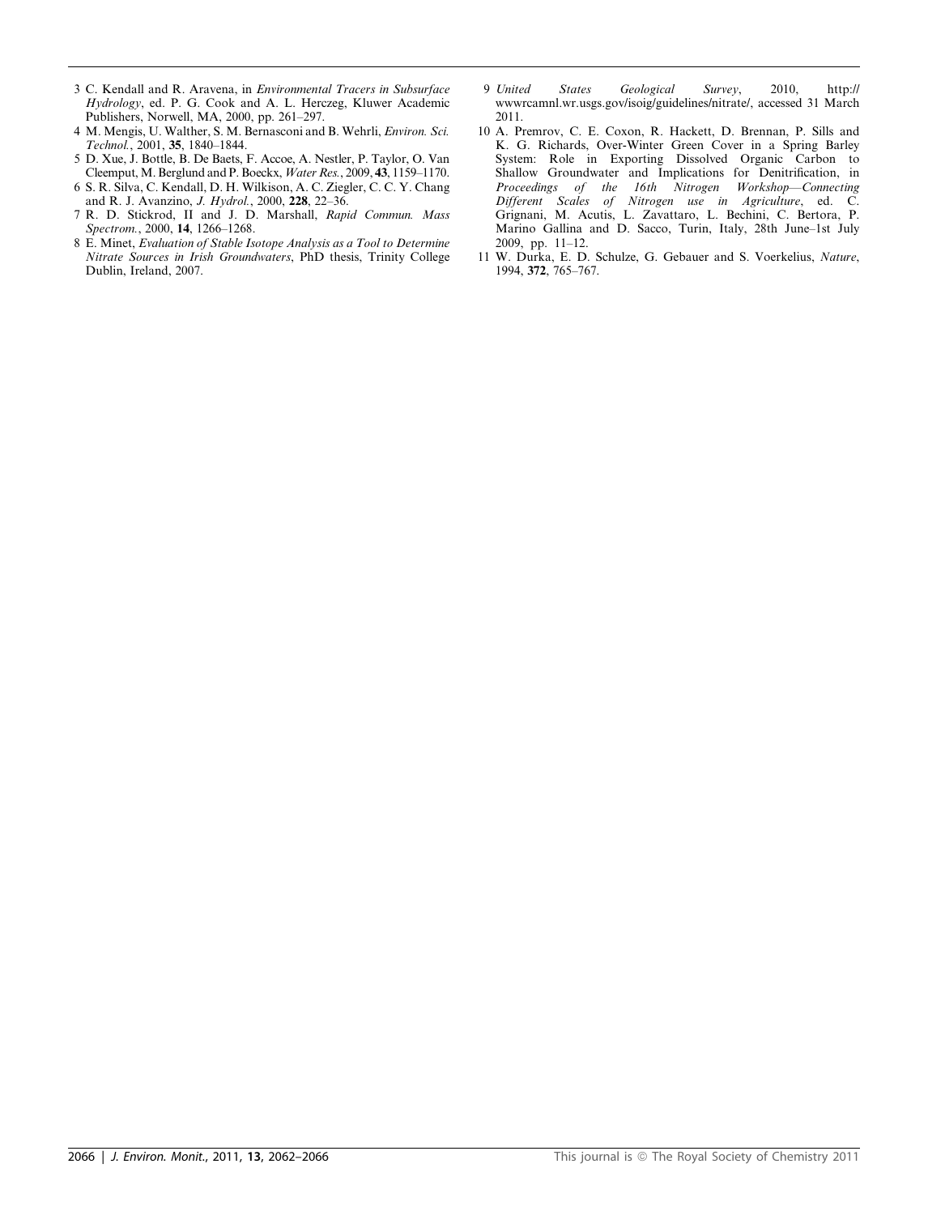3 C. Kendall and R. Aravena, in *Environmental Tracers in Subsurface Hydrology*, ed. P. G. Cook and A. L. Herczeg, Kluwer Academic Publishers, Norwell, MA, 2000, pp. 261–297.

4 M. Mengis, U. Walther, S. M. Bernasconi and B. Wehrli, *Environ. Sci. Technol.*, 2001, **35**, 1840–1844.

5 D. Xue, J. Bottle, B. De Baets, F. Accoe, A. Nestler, P. Taylor, O. Van Cleemput, M. Berglund and P. Boeckx, *Water Res.*, 2009, **43**, 1159–1170.

6 S. R. Silva, C. Kendall, D. H. Wilkison, A. C. Ziegler, C. C. Y. Chang and R. J. Avanzino, *J. Hydrol.*, 2000, **228**, 22–36.

7 R. D. Stickrod, II and J. D. Marshall, *Rapid Commun. Mass Spectrom.*, 2000, **14**, 1266–1268.

8 E. Minet, *Evaluation of Stable Isotope Analysis as a Tool to Determine Nitrate Sources in Irish Groundwaters*, PhD thesis, Trinity College Dublin, Ireland, 2007.

9 *United States Geological Survey*, 2010, http://wwwrcamnl.wr.usgs.gov/isoig/guidelines/nitrate/, accessed 31 March 2011.

10 A. Premrov, C. E. Coxon, R. Hackett, D. Brennan, P. Sills and K. G. Richards, Over-Winter Green Cover in a Spring Barley System: Role in Exporting Dissolved Organic Carbon to Shallow Groundwater and Implications for Denitrification, in *Proceedings of the 16th Nitrogen Workshop—Connecting Different Scales of Nitrogen use in Agriculture*, ed. C. Grignani, M. Acutis, L. Zavattaro, L. Bechini, C. Bertora, P. Marino Gallina and D. Sacco, Turin, Italy, 28th June–1st July 2009, pp. 11–12.

11 W. Durka, E. D. Schulze, G. Gebauer and S. Voerkelius, *Nature*, 1994, **372**, 765–767.